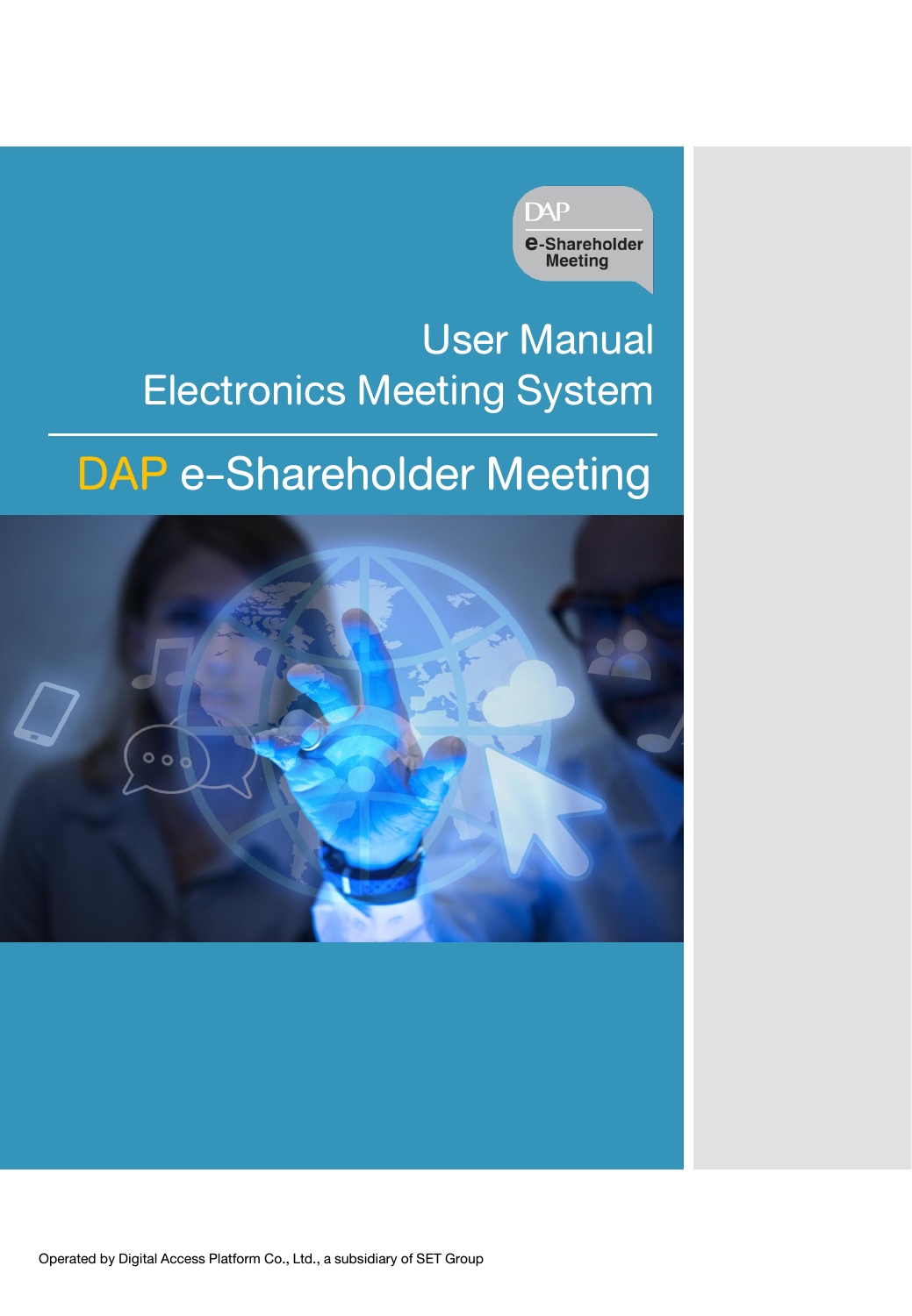DAP

e-Shareholder Meeting

# User Manual
# Electronics Meeting System

# DAP e-Shareholder Meeting

Operated by Digital Access Platform Co., Ltd., a subsidiary of SET Group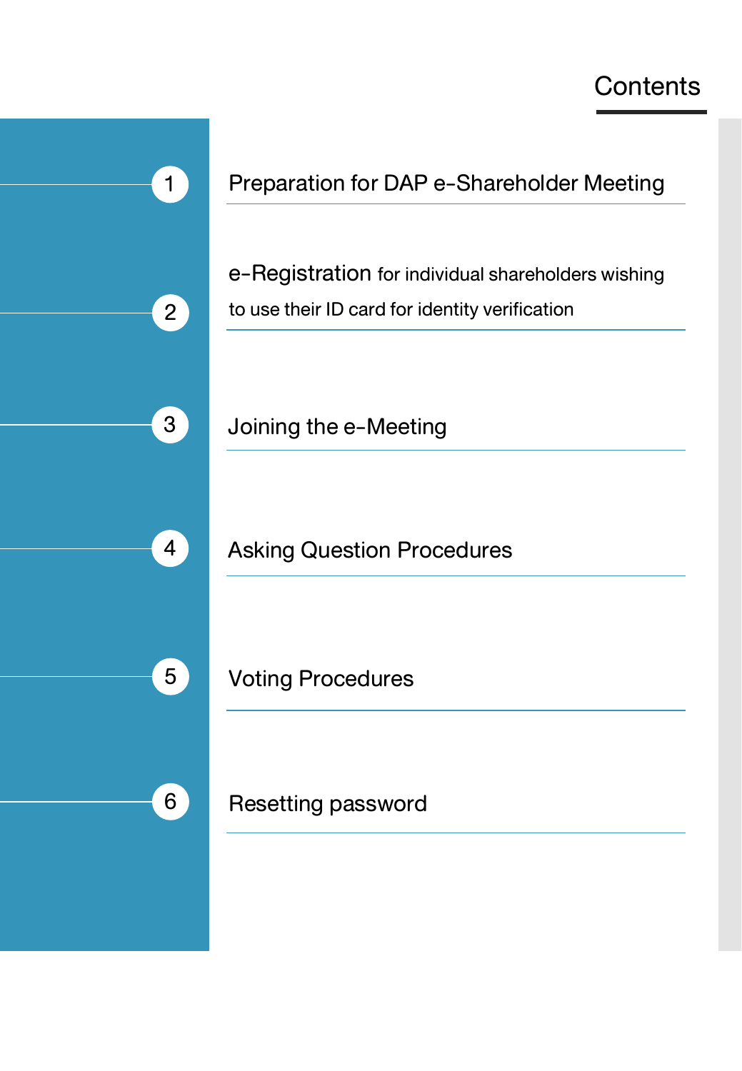# Contents

1. Preparation for DAP e-Shareholder Meeting
2. e-Registration for individual shareholders wishing to use their ID card for identity verification
3. Joining the e-Meeting
4. Asking Question Procedures
5. Voting Procedures
6. Resetting password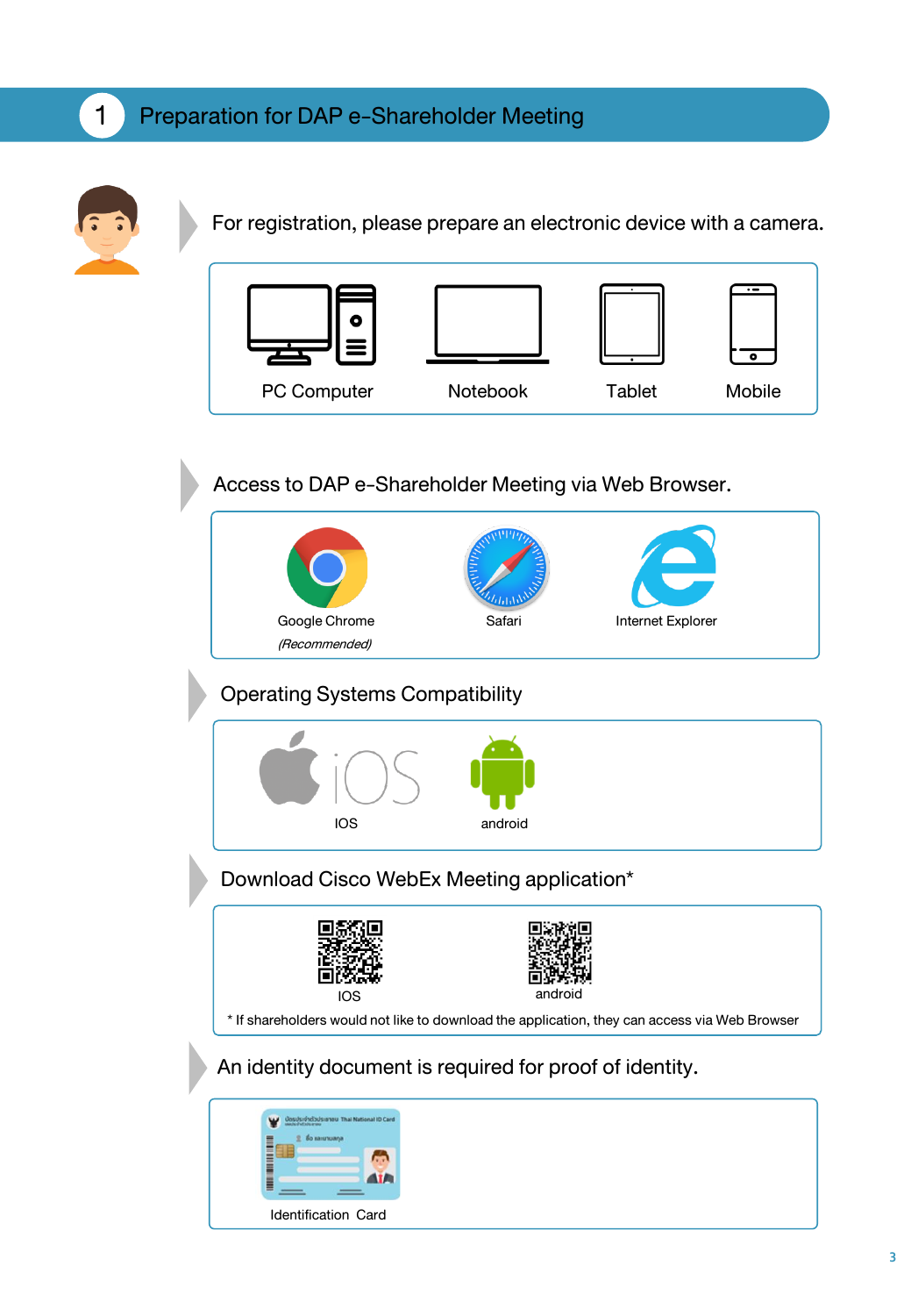# 1 Preparation for DAP e-Shareholder Meeting

For registration, please prepare an electronic device with a camera.

PC Computer | Notebook | Tablet | Mobile

Access to DAP e-Shareholder Meeting via Web Browser.

Google Chrome *(Recommended)* | Safari | Internet Explorer

Operating Systems Compatibility

IOS | android

Download Cisco WebEx Meeting application*

IOS | android

* If shareholders would not like to download the application, they can access via Web Browser

An identity document is required for proof of identity.

Identification Card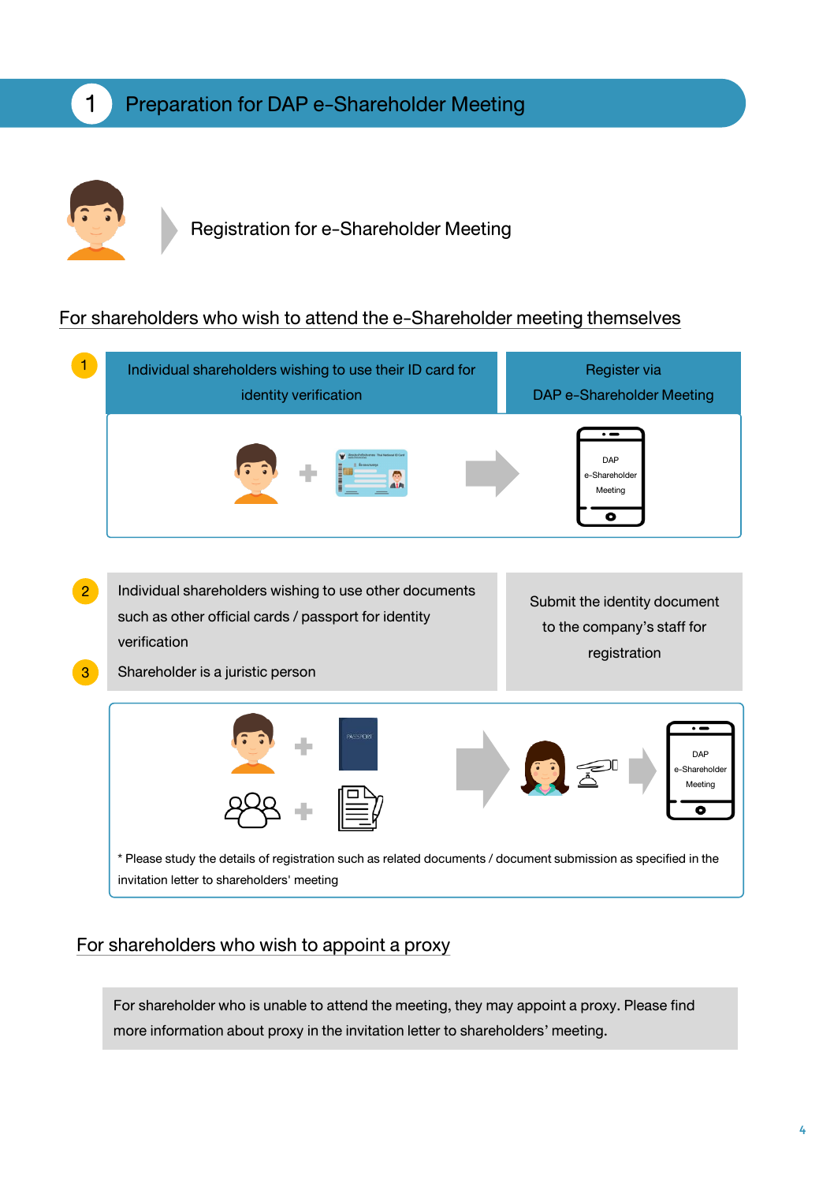# 1 Preparation for DAP e-Shareholder Meeting

## Registration for e-Shareholder Meeting

### For shareholders who wish to attend the e-Shareholder meeting themselves

1. Individual shareholders wishing to use their ID card for identity verification — Register via DAP e-Shareholder Meeting

DAP e-Shareholder Meeting

2. Individual shareholders wishing to use other documents such as other official cards / passport for identity verification
3. Shareholder is a juristic person

Submit the identity document to the company's staff for registration

PASSPORT

DAP e-Shareholder Meeting

* Please study the details of registration such as related documents / document submission as specified in the invitation letter to shareholders' meeting

### For shareholders who wish to appoint a proxy

For shareholder who is unable to attend the meeting, they may appoint a proxy. Please find more information about proxy in the invitation letter to shareholders' meeting.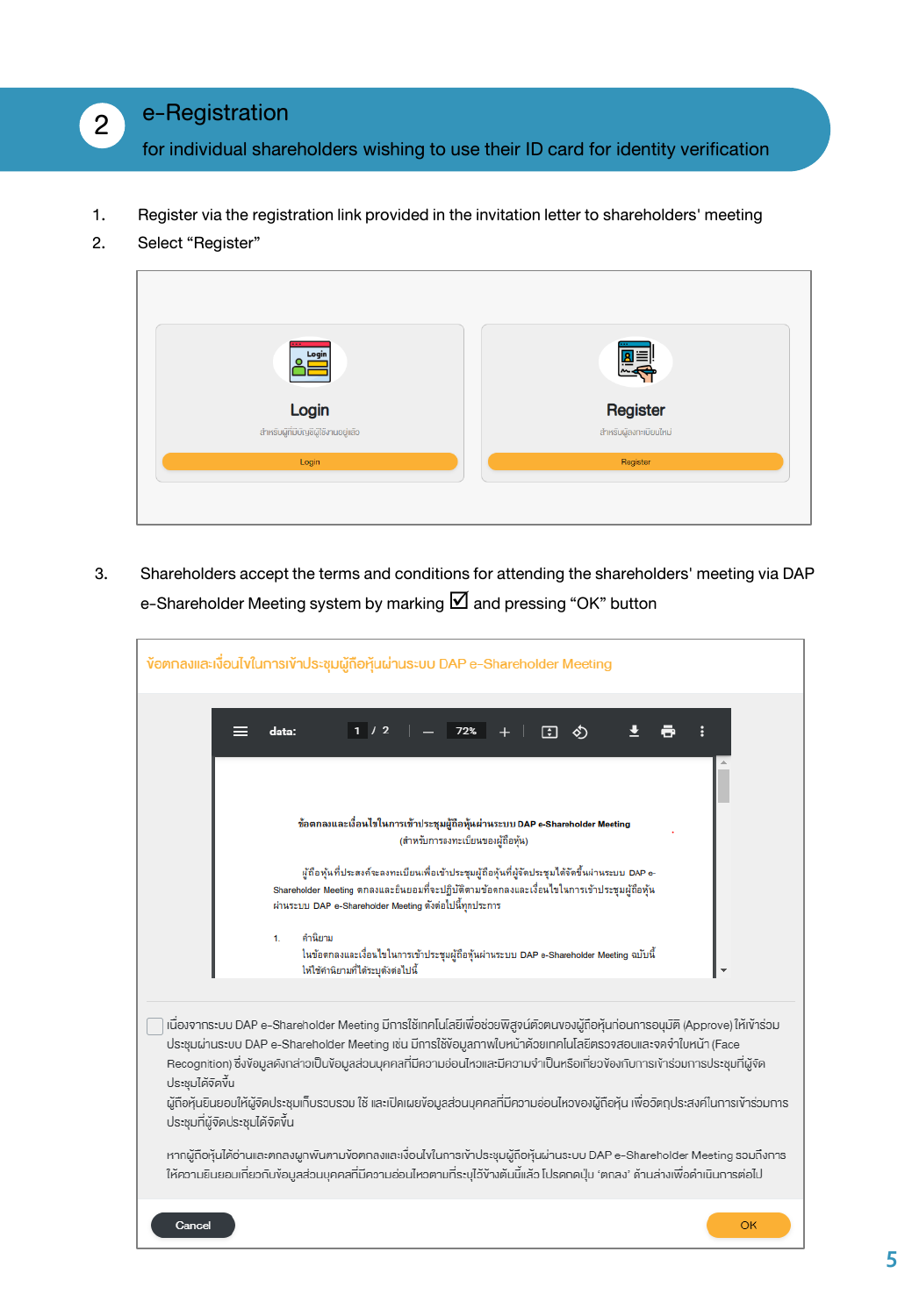## 2 e-Registration

for individual shareholders wishing to use their ID card for identity verification

1. Register via the registration link provided in the invitation letter to shareholders' meeting
2. Select “Register”

Login

สำหรับผู้ที่มีบัญชีผู้ใช้งานอยู่แล้ว

Login

Register

สำหรับผู้ลงทะเบียนใหม่

Register

3. Shareholders accept the terms and conditions for attending the shareholders' meeting via DAP e-Shareholder Meeting system by marking ☑ and pressing “OK” button

ข้อตกลงและเงื่อนไขในการเข้าประชุมผู้ถือหุ้นผ่านระบบ DAP e-Shareholder Meeting

data: 1 / 2 72%

**ข้อตกลงและเงื่อนไขในการเข้าประชุมผู้ถือหุ้นผ่านระบบ DAP e-Shareholder Meeting**

(สำหรับการลงทะเบียนของผู้ถือหุ้น)

ผู้ถือหุ้นที่ประสงค์จะลงทะเบียนเพื่อเข้าประชุมผู้ถือหุ้นที่ผู้จัดประชุมได้จัดขึ้นผ่านระบบ DAP e-Shareholder Meeting ตกลงและยินยอมที่จะปฏิบัติตามข้อตกลงและเงื่อนไขในการเข้าประชุมผู้ถือหุ้นผ่านระบบ DAP e-Shareholder Meeting ดังต่อไปนี้ทุกประการ

1. คำนิยาม

ในข้อตกลงและเงื่อนไขในการเข้าประชุมผู้ถือหุ้นผ่านระบบ DAP e-Shareholder Meeting ฉบับนี้ ให้ใช้คำนิยามที่ได้ระบุดังต่อไปนี้

☐ เนื่องจากระบบ DAP e-Shareholder Meeting มีการใช้เทคโนโลยีเพื่อช่วยพิสูจน์ตัวตนของผู้ถือหุ้นก่อนการอนุมัติ (Approve) ให้เข้าร่วมประชุมผ่านระบบ DAP e-Shareholder Meeting เช่น มีการใช้ข้อมูลภาพใบหน้าด้วยเทคโนโลยีตรวจสอบและจดจำใบหน้า (Face Recognition) ซึ่งข้อมูลดังกล่าวเป็นข้อมูลส่วนบุคคลที่มีความอ่อนไหวและมีความจำเป็นหรือเกี่ยวข้องกับการเข้าร่วมการประชุมที่ผู้จัดประชุมได้จัดขึ้น
ผู้ถือหุ้นยินยอมให้ผู้จัดประชุมเก็บรวบรวม ใช้ และเปิดเผยข้อมูลส่วนบุคคลที่มีความอ่อนไหวของผู้ถือหุ้น เพื่อวัตถุประสงค์ในการเข้าร่วมการประชุมที่ผู้จัดประชุมได้จัดขึ้น

หากผู้ถือหุ้นได้อ่านและตกลงผูกพันตามข้อตกลงและเงื่อนไขในการเข้าประชุมผู้ถือหุ้นผ่านระบบ DAP e-Shareholder Meeting รวมถึงการให้ความยินยอมเกี่ยวกับข้อมูลส่วนบุคคลที่มีความอ่อนไหวตามที่ระบุไว้ข้างต้นนี้แล้ว โปรดกดปุ่ม ‘ตกลง’ ด้านล่างเพื่อดำเนินการต่อไป

Cancel | OK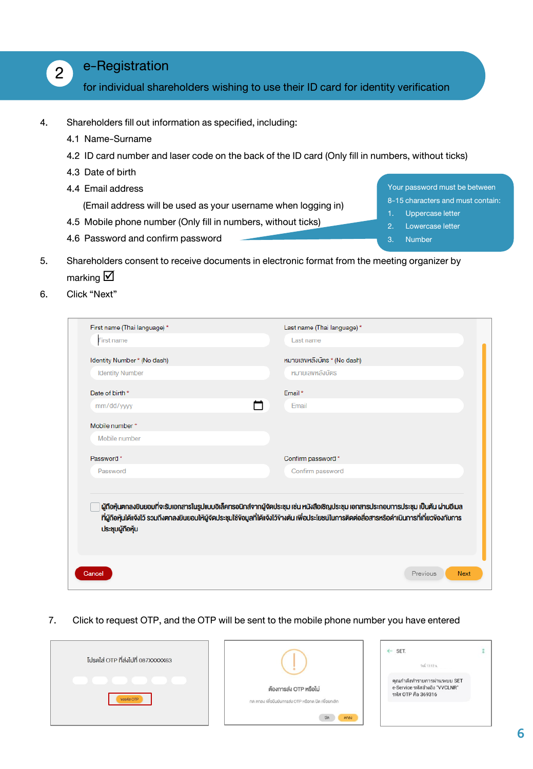## 2 e-Registration

for individual shareholders wishing to use their ID card for identity verification

4. Shareholders fill out information as specified, including:
   - 4.1 Name-Surname
   - 4.2 ID card number and laser code on the back of the ID card (Only fill in numbers, without ticks)
   - 4.3 Date of birth
   - 4.4 Email address

     (Email address will be used as your username when logging in)
   - 4.5 Mobile phone number (Only fill in numbers, without ticks)
   - 4.6 Password and confirm password

> Your password must be between 8-15 characters and must contain:
> 1. Uppercase letter
> 2. Lowercase letter
> 3. Number

5. Shareholders consent to receive documents in electronic format from the meeting organizer by marking ☑
6. Click "Next"

First name (Thai language) * | Last name (Thai language) *

Identity Number * (No dash) | หมายเลขหลังบัตร * (No dash)

Date of birth * | Email *

Mobile number *

Password * | Confirm password *

☐ ผู้ถือหุ้นตกลงยินยอมที่จะรับเอกสารในรูปแบบอิเล็กทรอนิกส์จากผู้จัดประชุม เช่น หนังสือเชิญประชุม เอกสารประกอบการประชุม เป็นต้น ผ่านอีเมลที่ผู้ถือหุ้นได้แจ้งไว้ รวมถึงตกลงยินยอมให้ผู้จัดประชุมใช้ข้อมูลที่ได้แจ้งไว้ข้างต้น เพื่อประโยชน์ในการติดต่อสื่อสารหรือดำเนินการที่เกี่ยวข้องกับการประชุมผู้ถือหุ้น

Cancel | Previous | Next

7. Click to request OTP, and the OTP will be sent to the mobile phone number you have entered

โปรดใส่ OTP ที่ส่งไปที่ 087XXXXX63

ขอรหัส OTP

ต้องการส่ง OTP หรือไม่

กด ตกลง เพื่อยืนยันการส่ง OTP หรือกด ปิด เพื่อยกเลิก

ปิด | ตกลง

SET

คุณกำลังทำรายการผ่านระบบ SET e-Service รหัสอ้างอิง "VVCLNR" รหัส OTP คือ 369316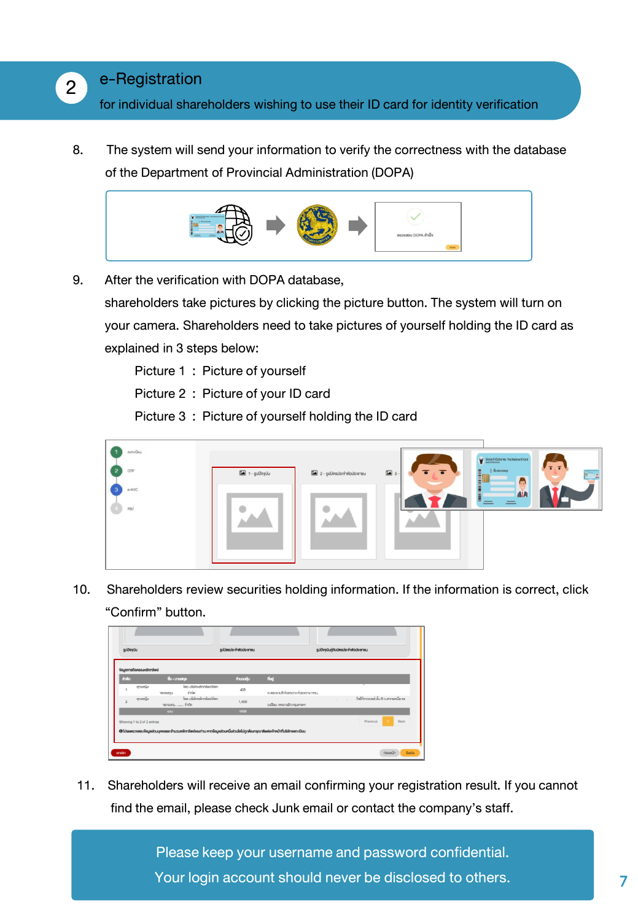## 2 e-Registration

for individual shareholders wishing to use their ID card for identity verification

8. The system will send your information to verify the correctness with the database of the Department of Provincial Administration (DOPA)

9. After the verification with DOPA database, shareholders take pictures by clicking the picture button. The system will turn on your camera. Shareholders need to take pictures of yourself holding the ID card as explained in 3 steps below:

   Picture 1 : Picture of yourself

   Picture 2 : Picture of your ID card

   Picture 3 : Picture of yourself holding the ID card

10. Shareholders review securities holding information. If the information is correct, click "Confirm" button.

11. Shareholders will receive an email confirming your registration result. If you cannot find the email, please check Junk email or contact the company's staff.

Please keep your username and password confidential.
Your login account should never be disclosed to others.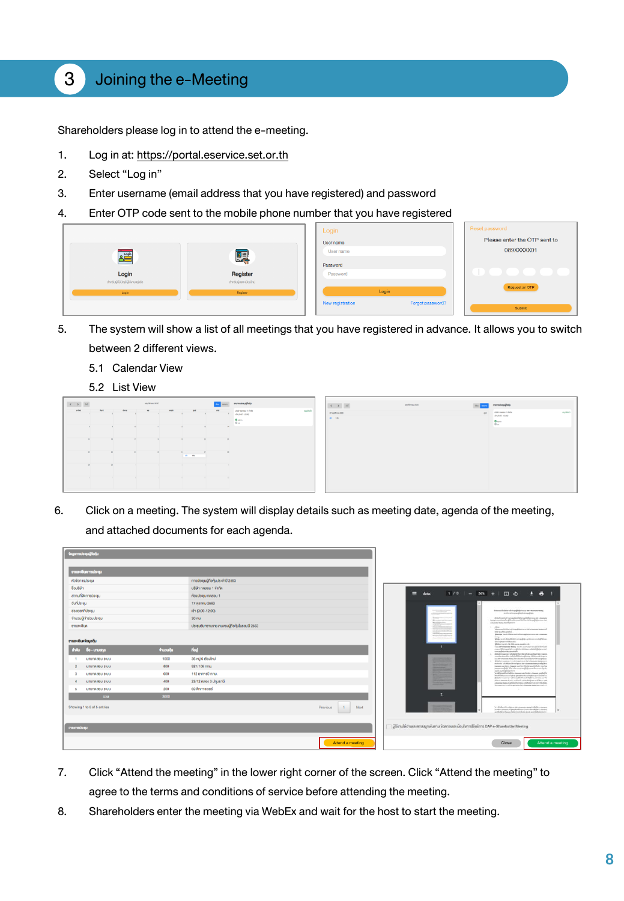# 3 Joining the e-Meeting

Shareholders please log in to attend the e-meeting.

1. Log in at: https://portal.eservice.set.or.th
2. Select “Log in”
3. Enter username (email address that you have registered) and password
4. Enter OTP code sent to the mobile phone number that you have registered
5. The system will show a list of all meetings that you have registered in advance. It allows you to switch between 2 different views.
   - 5.1 Calendar View
   - 5.2 List View
6. Click on a meeting. The system will display details such as meeting date, agenda of the meeting, and attached documents for each agenda.
7. Click “Attend the meeting” in the lower right corner of the screen. Click “Attend the meeting” to agree to the terms and conditions of service before attending the meeting.
8. Shareholders enter the meeting via WebEx and wait for the host to start the meeting.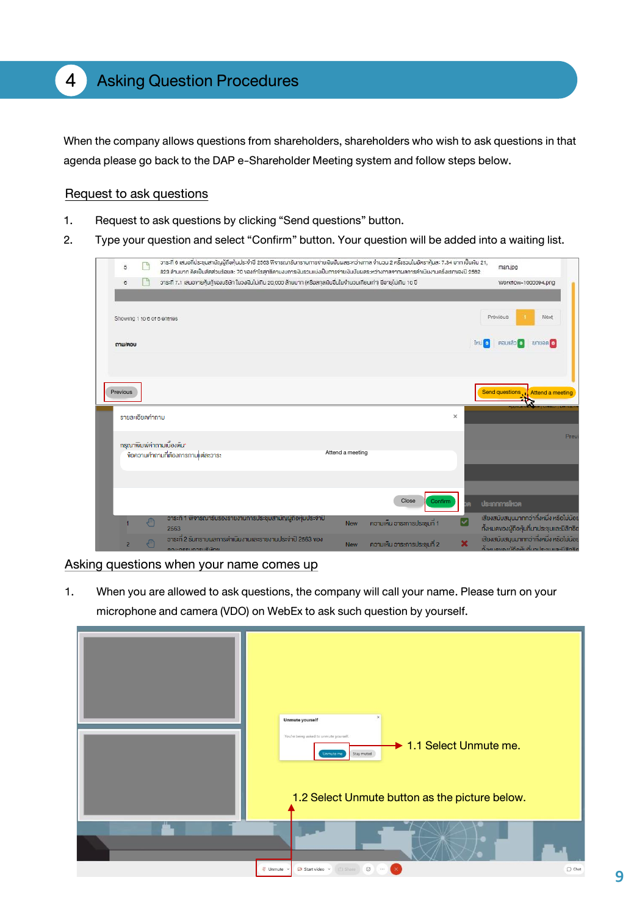## 4 Asking Question Procedures

When the company allows questions from shareholders, shareholders who wish to ask questions in that agenda please go back to the DAP e-Shareholder Meeting system and follow steps below.

### Request to ask questions

1. Request to ask questions by clicking "Send questions" button.
2. Type your question and select "Confirm" button. Your question will be added into a waiting list.

### Asking questions when your name comes up

1. When you are allowed to ask questions, the company will call your name. Please turn on your microphone and camera (VDO) on WebEx to ask such question by yourself.

1.1 Select Unmute me.

1.2 Select Unmute button as the picture below.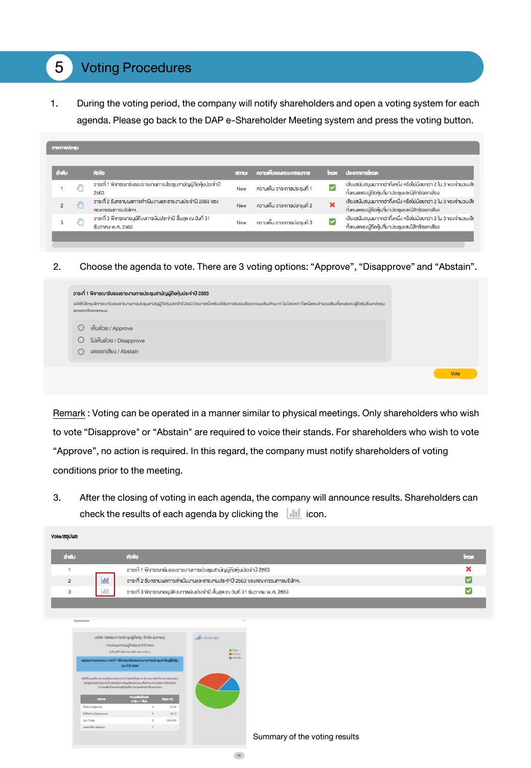# 5 Voting Procedures

1. During the voting period, the company will notify shareholders and open a voting system for each agenda. Please go back to the DAP e-Shareholder Meeting system and press the voting button.

2. Choose the agenda to vote. There are 3 voting options: “Approve”, “Disapprove” and “Abstain”.

Remark : Voting can be operated in a manner similar to physical meetings. Only shareholders who wish to vote “Disapprove" or “Abstain" are required to voice their stands. For shareholders who wish to vote “Approve”, no action is required. In this regard, the company must notify shareholders of voting conditions prior to the meeting.

3. After the closing of voting in each agenda, the company will announce results. Shareholders can check the results of each agenda by clicking the icon.

Summary of the voting results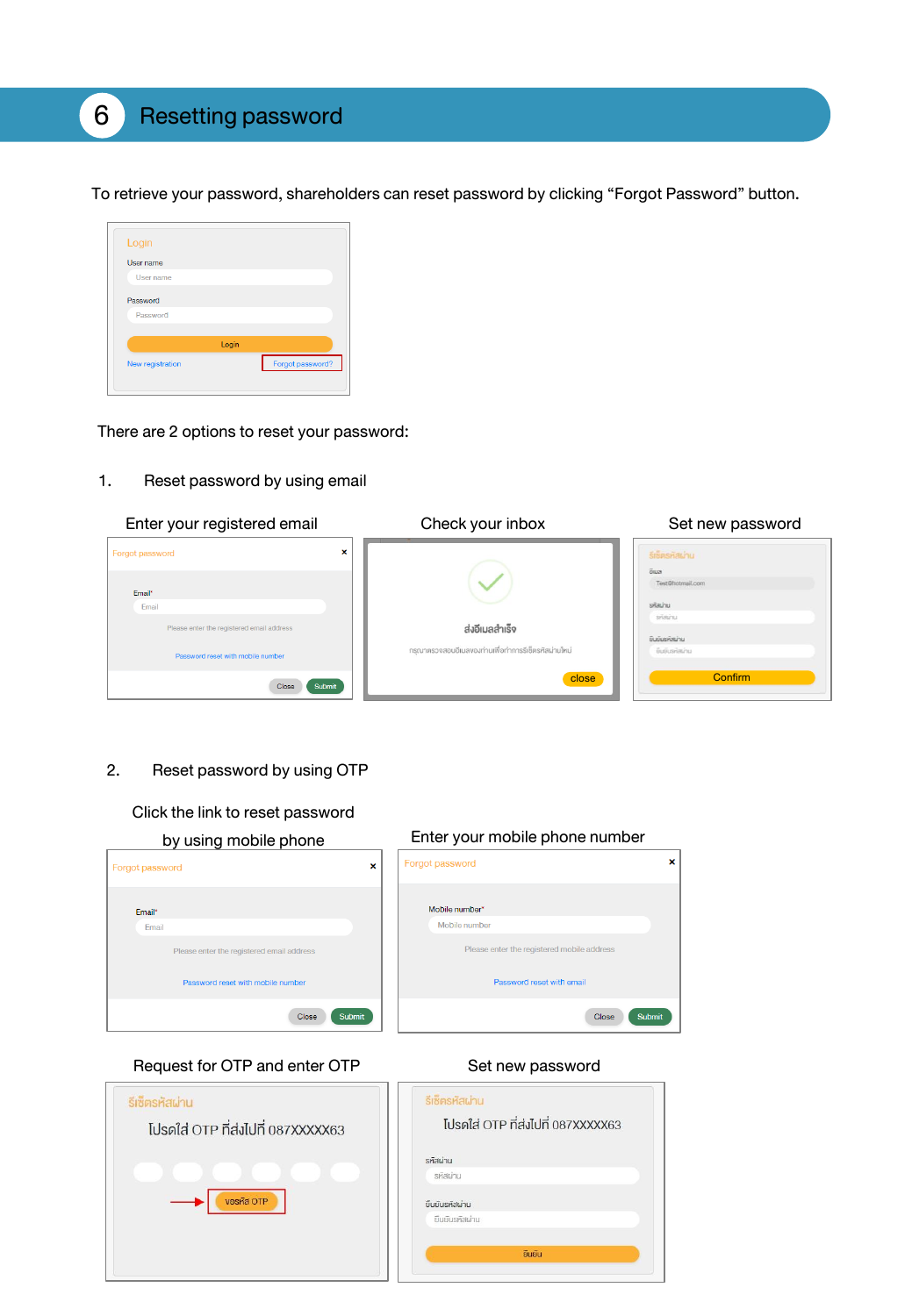# 6 Resetting password

To retrieve your password, shareholders can reset password by clicking “Forgot Password” button.

Login

User name

Password

Login

New registration    Forgot password?

There are 2 options to reset your password:

1. Reset password by using email

Enter your registered email

Forgot password

Email*

Please enter the registered email address

Password reset with mobile number

Close  Submit

Check your inbox

ส่งอีเมลสำเร็จ

กรุณาตรวจสอบอีเมลของท่านเพื่อทำการรีเซ็ตรหัสผ่านใหม่

close

Set new password

รีเซ็ตรหัสผ่าน

อีเมล

Test@hotmail.com

รหัสผ่าน

ยืนยันรหัสผ่าน

Confirm

2. Reset password by using OTP

Click the link to reset password by using mobile phone

Forgot password

Email*

Please enter the registered email address

Password reset with mobile number

Close  Submit

Enter your mobile phone number

Forgot password

Mobile number*

Please enter the registered mobile address

Password reset with email

Close  Submit

Request for OTP and enter OTP

รีเซ็ตรหัสผ่าน

โปรดใส่ OTP ที่ส่งไปที่ 087XXXXX63

ขอรหัส OTP

Set new password

รีเซ็ตรหัสผ่าน

โปรดใส่ OTP ที่ส่งไปที่ 087XXXXX63

รหัสผ่าน

ยืนยันรหัสผ่าน

ยืนยัน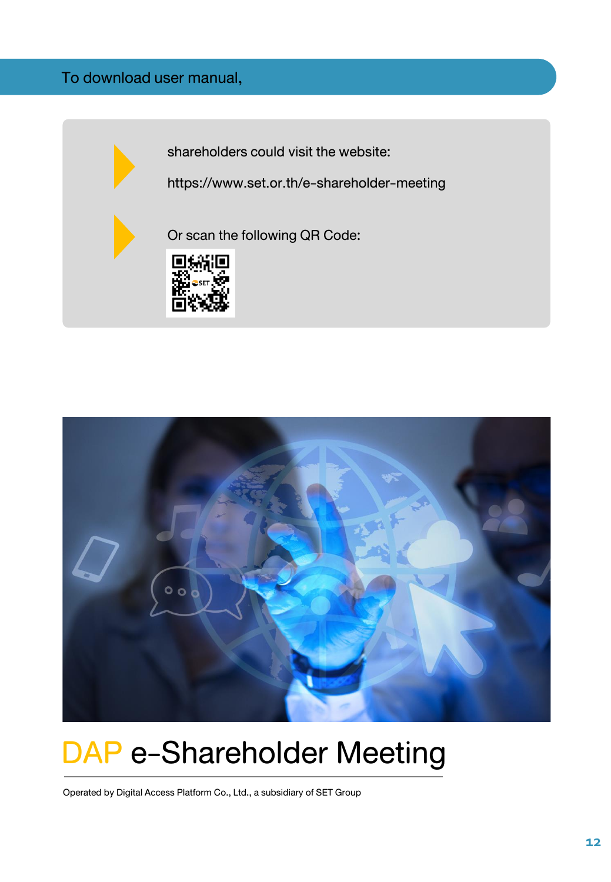## To download user manual,

- shareholders could visit the website:

  https://www.set.or.th/e-shareholder-meeting

- Or scan the following QR Code:

# DAP e-Shareholder Meeting

Operated by Digital Access Platform Co., Ltd., a subsidiary of SET Group